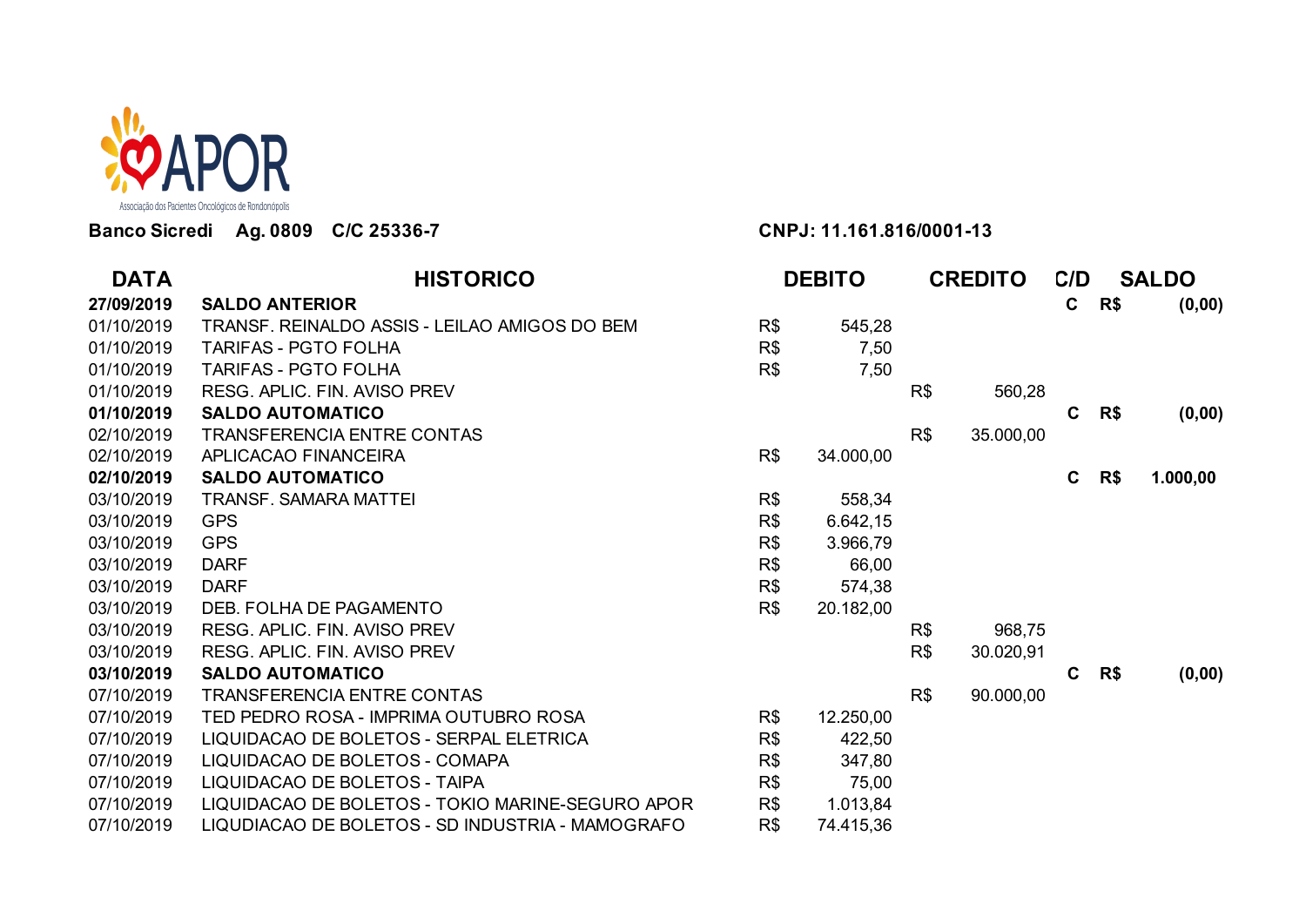APOR

Associação dos Pacientes Oncológicos de Rondonópolis

**Banco Sicredi Ag. 0809 C/C 25336-7** **CNPJ: 11.161.816/0001-13**

| DATA | HISTORICO | DEBITO | CREDITO | C/D | SALDO |
|---|---|---|---|---|---|
| **27/09/2019** | **SALDO ANTERIOR** | | | **C** | **R$ (0,00)** |
| 01/10/2019 | TRANSF. REINALDO ASSIS - LEILAO AMIGOS DO BEM | R$ 545,28 | | | |
| 01/10/2019 | TARIFAS - PGTO FOLHA | R$ 7,50 | | | |
| 01/10/2019 | TARIFAS - PGTO FOLHA | R$ 7,50 | | | |
| 01/10/2019 | RESG. APLIC. FIN. AVISO PREV | | R$ 560,28 | | |
| **01/10/2019** | **SALDO AUTOMATICO** | | | **C** | **R$ (0,00)** |
| 02/10/2019 | TRANSFERENCIA ENTRE CONTAS | | R$ 35.000,00 | | |
| 02/10/2019 | APLICACAO FINANCEIRA | R$ 34.000,00 | | | |
| **02/10/2019** | **SALDO AUTOMATICO** | | | **C** | **R$ 1.000,00** |
| 03/10/2019 | TRANSF. SAMARA MATTEI | R$ 558,34 | | | |
| 03/10/2019 | GPS | R$ 6.642,15 | | | |
| 03/10/2019 | GPS | R$ 3.966,79 | | | |
| 03/10/2019 | DARF | R$ 66,00 | | | |
| 03/10/2019 | DARF | R$ 574,38 | | | |
| 03/10/2019 | DEB. FOLHA DE PAGAMENTO | R$ 20.182,00 | | | |
| 03/10/2019 | RESG. APLIC. FIN. AVISO PREV | | R$ 968,75 | | |
| 03/10/2019 | RESG. APLIC. FIN. AVISO PREV | | R$ 30.020,91 | | |
| **03/10/2019** | **SALDO AUTOMATICO** | | | **C** | **R$ (0,00)** |
| 07/10/2019 | TRANSFERENCIA ENTRE CONTAS | | R$ 90.000,00 | | |
| 07/10/2019 | TED PEDRO ROSA - IMPRIMA OUTUBRO ROSA | R$ 12.250,00 | | | |
| 07/10/2019 | LIQUIDACAO DE BOLETOS - SERPAL ELETRICA | R$ 422,50 | | | |
| 07/10/2019 | LIQUIDACAO DE BOLETOS - COMAPA | R$ 347,80 | | | |
| 07/10/2019 | LIQUIDACAO DE BOLETOS - TAIPA | R$ 75,00 | | | |
| 07/10/2019 | LIQUIDACAO DE BOLETOS - TOKIO MARINE-SEGURO APOR | R$ 1.013,84 | | | |
| 07/10/2019 | LIQUDIACAO DE BOLETOS - SD INDUSTRIA - MAMOGRAFO | R$ 74.415,36 | | | |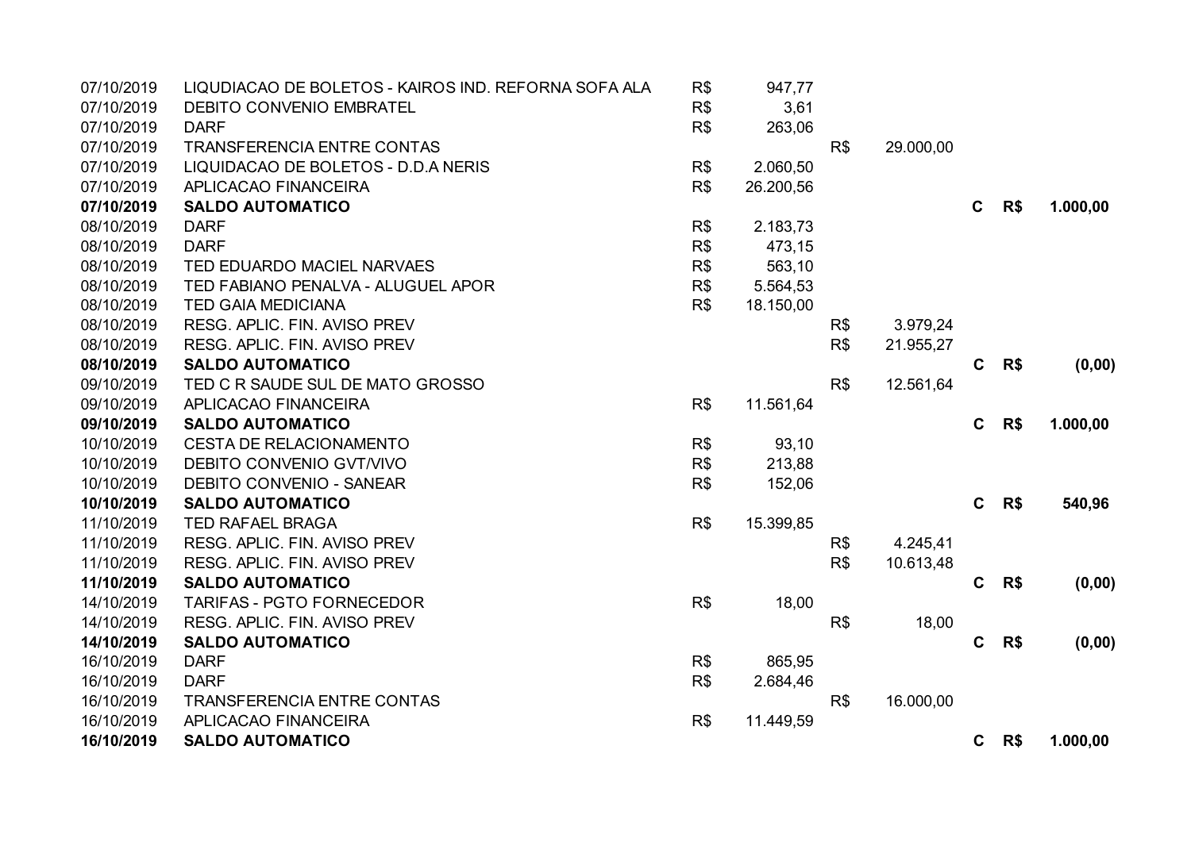| | | | | | | | | |
|---|---|---|---|---|---|---|---|---|
| 07/10/2019 | LIQUDIACAO DE BOLETOS - KAIROS IND. REFORNA SOFA ALA | R$ | 947,77 | | | | | |
| 07/10/2019 | DEBITO CONVENIO EMBRATEL | R$ | 3,61 | | | | | |
| 07/10/2019 | DARF | R$ | 263,06 | | | | | |
| 07/10/2019 | TRANSFERENCIA ENTRE CONTAS | | | R$ | 29.000,00 | | | |
| 07/10/2019 | LIQUIDACAO DE BOLETOS - D.D.A NERIS | R$ | 2.060,50 | | | | | |
| 07/10/2019 | APLICACAO FINANCEIRA | R$ | 26.200,56 | | | | | |
| **07/10/2019** | **SALDO AUTOMATICO** | | | | | **C** | **R$** | **1.000,00** |
| 08/10/2019 | DARF | R$ | 2.183,73 | | | | | |
| 08/10/2019 | DARF | R$ | 473,15 | | | | | |
| 08/10/2019 | TED EDUARDO MACIEL NARVAES | R$ | 563,10 | | | | | |
| 08/10/2019 | TED FABIANO PENALVA - ALUGUEL APOR | R$ | 5.564,53 | | | | | |
| 08/10/2019 | TED GAIA MEDICIANA | R$ | 18.150,00 | | | | | |
| 08/10/2019 | RESG. APLIC. FIN. AVISO PREV | | | R$ | 3.979,24 | | | |
| 08/10/2019 | RESG. APLIC. FIN. AVISO PREV | | | R$ | 21.955,27 | | | |
| **08/10/2019** | **SALDO AUTOMATICO** | | | | | **C** | **R$** | **(0,00)** |
| 09/10/2019 | TED C R SAUDE SUL DE MATO GROSSO | | | R$ | 12.561,64 | | | |
| 09/10/2019 | APLICACAO FINANCEIRA | R$ | 11.561,64 | | | | | |
| **09/10/2019** | **SALDO AUTOMATICO** | | | | | **C** | **R$** | **1.000,00** |
| 10/10/2019 | CESTA DE RELACIONAMENTO | R$ | 93,10 | | | | | |
| 10/10/2019 | DEBITO CONVENIO GVT/VIVO | R$ | 213,88 | | | | | |
| 10/10/2019 | DEBITO CONVENIO - SANEAR | R$ | 152,06 | | | | | |
| **10/10/2019** | **SALDO AUTOMATICO** | | | | | **C** | **R$** | **540,96** |
| 11/10/2019 | TED RAFAEL BRAGA | R$ | 15.399,85 | | | | | |
| 11/10/2019 | RESG. APLIC. FIN. AVISO PREV | | | R$ | 4.245,41 | | | |
| 11/10/2019 | RESG. APLIC. FIN. AVISO PREV | | | R$ | 10.613,48 | | | |
| **11/10/2019** | **SALDO AUTOMATICO** | | | | | **C** | **R$** | **(0,00)** |
| 14/10/2019 | TARIFAS - PGTO FORNECEDOR | R$ | 18,00 | | | | | |
| 14/10/2019 | RESG. APLIC. FIN. AVISO PREV | | | R$ | 18,00 | | | |
| **14/10/2019** | **SALDO AUTOMATICO** | | | | | **C** | **R$** | **(0,00)** |
| 16/10/2019 | DARF | R$ | 865,95 | | | | | |
| 16/10/2019 | DARF | R$ | 2.684,46 | | | | | |
| 16/10/2019 | TRANSFERENCIA ENTRE CONTAS | | | R$ | 16.000,00 | | | |
| 16/10/2019 | APLICACAO FINANCEIRA | R$ | 11.449,59 | | | | | |
| **16/10/2019** | **SALDO AUTOMATICO** | | | | | **C** | **R$** | **1.000,00** |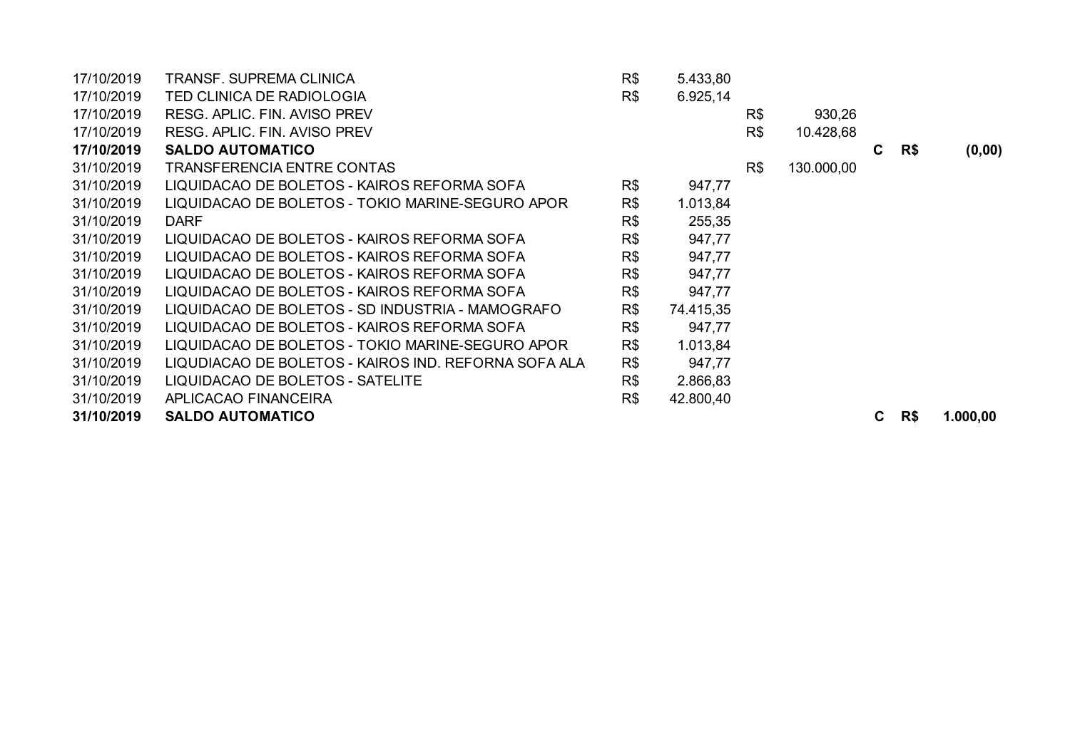| | | | | | | | | | |
|---|---|---|---|---|---|---|---|---|---|
| 17/10/2019 | TRANSF. SUPREMA CLINICA | R$ | 5.433,80 | | | | | | |
| 17/10/2019 | TED CLINICA DE RADIOLOGIA | R$ | 6.925,14 | | | | | | |
| 17/10/2019 | RESG. APLIC. FIN. AVISO PREV | | | R$ | 930,26 | | | | |
| 17/10/2019 | RESG. APLIC. FIN. AVISO PREV | | | R$ | 10.428,68 | | | | |
| **17/10/2019** | **SALDO AUTOMATICO** | | | | | **C** | **R$** | **(0,00)** | |
| 31/10/2019 | TRANSFERENCIA ENTRE CONTAS | | | R$ | 130.000,00 | | | | |
| 31/10/2019 | LIQUIDACAO DE BOLETOS - KAIROS REFORMA SOFA | R$ | 947,77 | | | | | | |
| 31/10/2019 | LIQUIDACAO DE BOLETOS - TOKIO MARINE-SEGURO APOR | R$ | 1.013,84 | | | | | | |
| 31/10/2019 | DARF | R$ | 255,35 | | | | | | |
| 31/10/2019 | LIQUIDACAO DE BOLETOS - KAIROS REFORMA SOFA | R$ | 947,77 | | | | | | |
| 31/10/2019 | LIQUIDACAO DE BOLETOS - KAIROS REFORMA SOFA | R$ | 947,77 | | | | | | |
| 31/10/2019 | LIQUIDACAO DE BOLETOS - KAIROS REFORMA SOFA | R$ | 947,77 | | | | | | |
| 31/10/2019 | LIQUIDACAO DE BOLETOS - KAIROS REFORMA SOFA | R$ | 947,77 | | | | | | |
| 31/10/2019 | LIQUIDACAO DE BOLETOS - SD INDUSTRIA - MAMOGRAFO | R$ | 74.415,35 | | | | | | |
| 31/10/2019 | LIQUIDACAO DE BOLETOS - KAIROS REFORMA SOFA | R$ | 947,77 | | | | | | |
| 31/10/2019 | LIQUIDACAO DE BOLETOS - TOKIO MARINE-SEGURO APOR | R$ | 1.013,84 | | | | | | |
| 31/10/2019 | LIQUDIACAO DE BOLETOS - KAIROS IND. REFORNA SOFA ALA | R$ | 947,77 | | | | | | |
| 31/10/2019 | LIQUIDACAO DE BOLETOS - SATELITE | R$ | 2.866,83 | | | | | | |
| 31/10/2019 | APLICACAO FINANCEIRA | R$ | 42.800,40 | | | | | | |
| **31/10/2019** | **SALDO AUTOMATICO** | | | | | **C** | **R$** | **1.000,00** | |